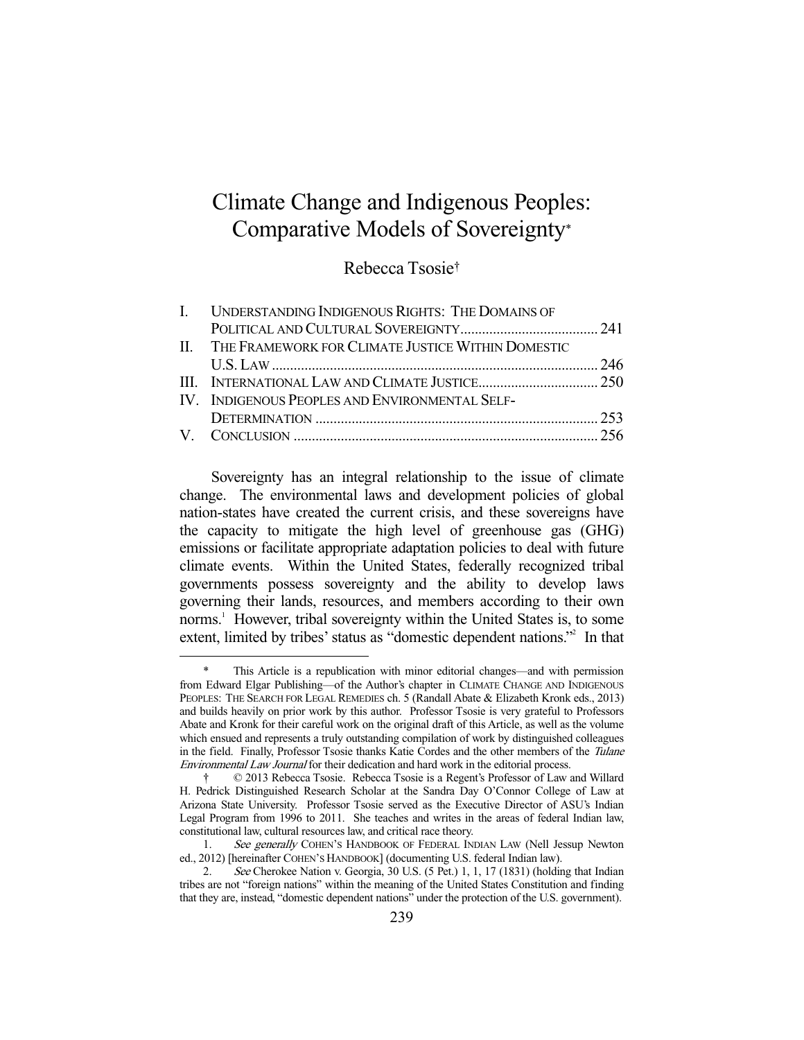# Climate Change and Indigenous Peoples: Comparative Models of Sovereignty*

Rebecca Tsosie†

| | | |
|---|---|---|
| I. | UNDERSTANDING INDIGENOUS RIGHTS: THE DOMAINS OF POLITICAL AND CULTURAL SOVEREIGNTY | 241 |
| II. | THE FRAMEWORK FOR CLIMATE JUSTICE WITHIN DOMESTIC U.S. LAW | 246 |
| III. | INTERNATIONAL LAW AND CLIMATE JUSTICE | 250 |
| IV. | INDIGENOUS PEOPLES AND ENVIRONMENTAL SELF-DETERMINATION | 253 |
| V. | CONCLUSION | 256 |

Sovereignty has an integral relationship to the issue of climate change. The environmental laws and development policies of global nation-states have created the current crisis, and these sovereigns have the capacity to mitigate the high level of greenhouse gas (GHG) emissions or facilitate appropriate adaptation policies to deal with future climate events. Within the United States, federally recognized tribal governments possess sovereignty and the ability to develop laws governing their lands, resources, and members according to their own norms.[1] However, tribal sovereignty within the United States is, to some extent, limited by tribes' status as "domestic dependent nations."[2] In that

---

\* This Article is a republication with minor editorial changes—and with permission from Edward Elgar Publishing—of the Author's chapter in CLIMATE CHANGE AND INDIGENOUS PEOPLES: THE SEARCH FOR LEGAL REMEDIES ch. 5 (Randall Abate & Elizabeth Kronk eds., 2013) and builds heavily on prior work by this author. Professor Tsosie is very grateful to Professors Abate and Kronk for their careful work on the original draft of this Article, as well as the volume which ensued and represents a truly outstanding compilation of work by distinguished colleagues in the field. Finally, Professor Tsosie thanks Katie Cordes and the other members of the *Tulane Environmental Law Journal* for their dedication and hard work in the editorial process.

† © 2013 Rebecca Tsosie. Rebecca Tsosie is a Regent's Professor of Law and Willard H. Pedrick Distinguished Research Scholar at the Sandra Day O'Connor College of Law at Arizona State University. Professor Tsosie served as the Executive Director of ASU's Indian Legal Program from 1996 to 2011. She teaches and writes in the areas of federal Indian law, constitutional law, cultural resources law, and critical race theory.

1. *See generally* COHEN'S HANDBOOK OF FEDERAL INDIAN LAW (Nell Jessup Newton ed., 2012) [hereinafter COHEN'S HANDBOOK] (documenting U.S. federal Indian law).

2. *See* Cherokee Nation v. Georgia, 30 U.S. (5 Pet.) 1, 1, 17 (1831) (holding that Indian tribes are not "foreign nations" within the meaning of the United States Constitution and finding that they are, instead, "domestic dependent nations" under the protection of the U.S. government).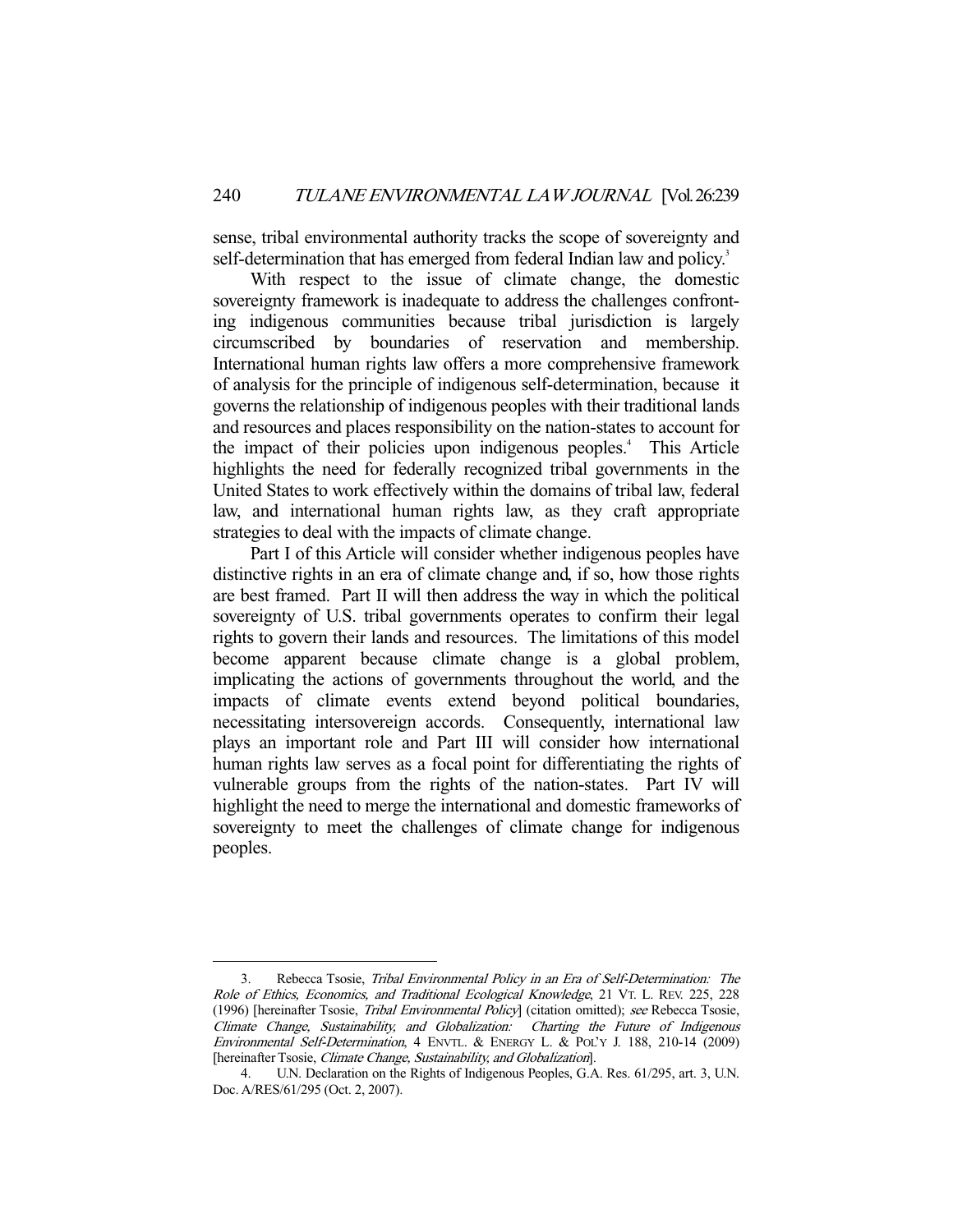sense, tribal environmental authority tracks the scope of sovereignty and self-determination that has emerged from federal Indian law and policy.[3]

With respect to the issue of climate change, the domestic sovereignty framework is inadequate to address the challenges confronting indigenous communities because tribal jurisdiction is largely circumscribed by boundaries of reservation and membership. International human rights law offers a more comprehensive framework of analysis for the principle of indigenous self-determination, because it governs the relationship of indigenous peoples with their traditional lands and resources and places responsibility on the nation-states to account for the impact of their policies upon indigenous peoples.[4] This Article highlights the need for federally recognized tribal governments in the United States to work effectively within the domains of tribal law, federal law, and international human rights law, as they craft appropriate strategies to deal with the impacts of climate change.

Part I of this Article will consider whether indigenous peoples have distinctive rights in an era of climate change and, if so, how those rights are best framed. Part II will then address the way in which the political sovereignty of U.S. tribal governments operates to confirm their legal rights to govern their lands and resources. The limitations of this model become apparent because climate change is a global problem, implicating the actions of governments throughout the world, and the impacts of climate events extend beyond political boundaries, necessitating intersovereign accords. Consequently, international law plays an important role and Part III will consider how international human rights law serves as a focal point for differentiating the rights of vulnerable groups from the rights of the nation-states. Part IV will highlight the need to merge the international and domestic frameworks of sovereignty to meet the challenges of climate change for indigenous peoples.

---

3. Rebecca Tsosie, *Tribal Environmental Policy in an Era of Self-Determination: The Role of Ethics, Economics, and Traditional Ecological Knowledge*, 21 VT. L. REV. 225, 228 (1996) [hereinafter Tsosie, *Tribal Environmental Policy*] (citation omitted); *see* Rebecca Tsosie, *Climate Change, Sustainability, and Globalization: Charting the Future of Indigenous Environmental Self-Determination*, 4 ENVTL. & ENERGY L. & POL'Y J. 188, 210-14 (2009) [hereinafter Tsosie, *Climate Change, Sustainability, and Globalization*].

4. U.N. Declaration on the Rights of Indigenous Peoples, G.A. Res. 61/295, art. 3, U.N. Doc. A/RES/61/295 (Oct. 2, 2007).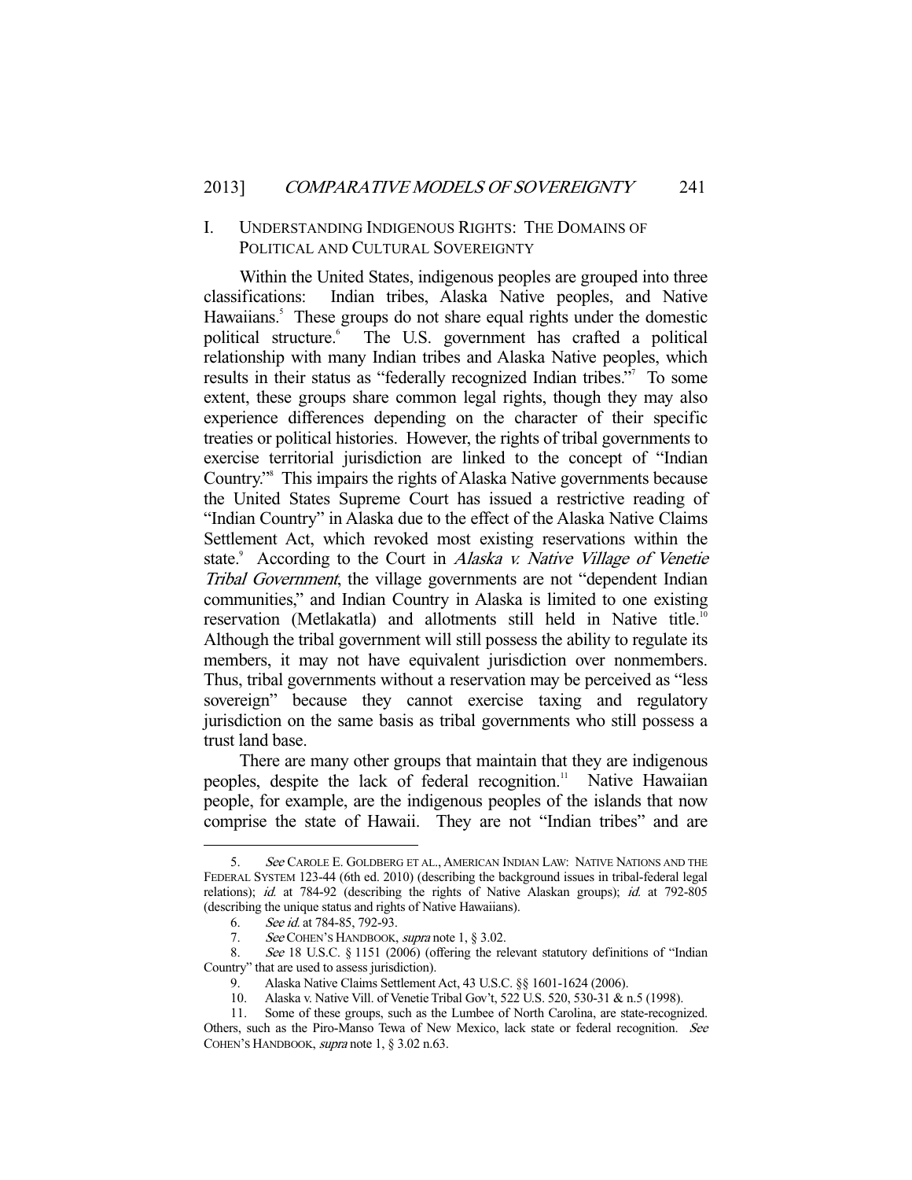## I. UNDERSTANDING INDIGENOUS RIGHTS: THE DOMAINS OF POLITICAL AND CULTURAL SOVEREIGNTY

Within the United States, indigenous peoples are grouped into three classifications: Indian tribes, Alaska Native peoples, and Native Hawaiians.[5] These groups do not share equal rights under the domestic political structure.[6] The U.S. government has crafted a political relationship with many Indian tribes and Alaska Native peoples, which results in their status as "federally recognized Indian tribes."[7] To some extent, these groups share common legal rights, though they may also experience differences depending on the character of their specific treaties or political histories. However, the rights of tribal governments to exercise territorial jurisdiction are linked to the concept of "Indian Country."[8] This impairs the rights of Alaska Native governments because the United States Supreme Court has issued a restrictive reading of "Indian Country" in Alaska due to the effect of the Alaska Native Claims Settlement Act, which revoked most existing reservations within the state.[9] According to the Court in *Alaska v. Native Village of Venetie Tribal Government*, the village governments are not "dependent Indian communities," and Indian Country in Alaska is limited to one existing reservation (Metlakatla) and allotments still held in Native title.[10] Although the tribal government will still possess the ability to regulate its members, it may not have equivalent jurisdiction over nonmembers. Thus, tribal governments without a reservation may be perceived as "less sovereign" because they cannot exercise taxing and regulatory jurisdiction on the same basis as tribal governments who still possess a trust land base.

There are many other groups that maintain that they are indigenous peoples, despite the lack of federal recognition.[11] Native Hawaiian people, for example, are the indigenous peoples of the islands that now comprise the state of Hawaii. They are not "Indian tribes" and are

---

5. *See* CAROLE E. GOLDBERG ET AL., AMERICAN INDIAN LAW: NATIVE NATIONS AND THE FEDERAL SYSTEM 123-44 (6th ed. 2010) (describing the background issues in tribal-federal legal relations); *id.* at 784-92 (describing the rights of Native Alaskan groups); *id.* at 792-805 (describing the unique status and rights of Native Hawaiians).

6. *See id.* at 784-85, 792-93.

7. *See* COHEN'S HANDBOOK, *supra* note 1, § 3.02.

8. *See* 18 U.S.C. § 1151 (2006) (offering the relevant statutory definitions of "Indian Country" that are used to assess jurisdiction).

9. Alaska Native Claims Settlement Act, 43 U.S.C. §§ 1601-1624 (2006).

10. Alaska v. Native Vill. of Venetie Tribal Gov't, 522 U.S. 520, 530-31 & n.5 (1998).

11. Some of these groups, such as the Lumbee of North Carolina, are state-recognized. Others, such as the Piro-Manso Tewa of New Mexico, lack state or federal recognition. *See* COHEN'S HANDBOOK, *supra* note 1, § 3.02 n.63.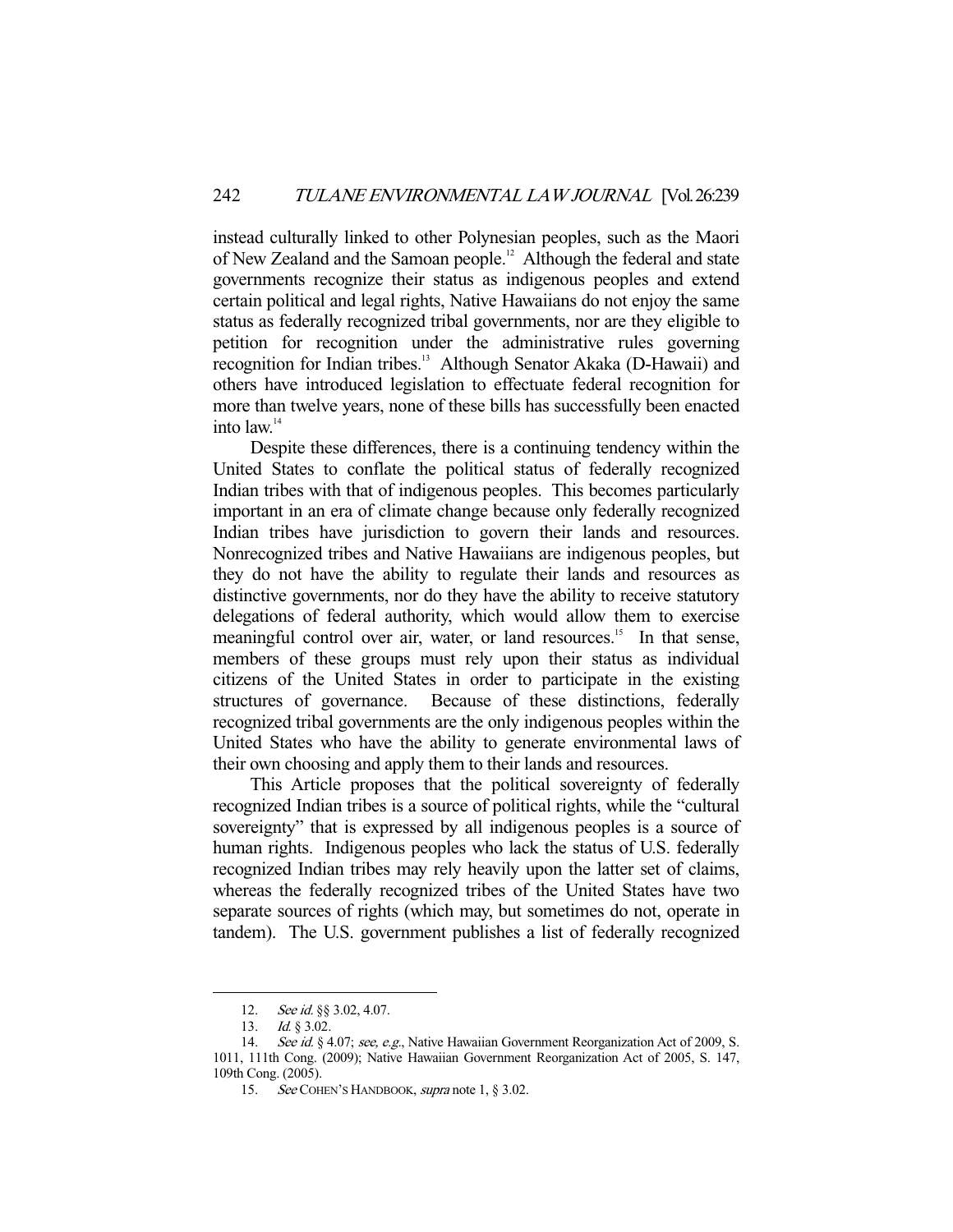instead culturally linked to other Polynesian peoples, such as the Maori of New Zealand and the Samoan people.[12] Although the federal and state governments recognize their status as indigenous peoples and extend certain political and legal rights, Native Hawaiians do not enjoy the same status as federally recognized tribal governments, nor are they eligible to petition for recognition under the administrative rules governing recognition for Indian tribes.[13] Although Senator Akaka (D-Hawaii) and others have introduced legislation to effectuate federal recognition for more than twelve years, none of these bills has successfully been enacted into law.[14]

Despite these differences, there is a continuing tendency within the United States to conflate the political status of federally recognized Indian tribes with that of indigenous peoples. This becomes particularly important in an era of climate change because only federally recognized Indian tribes have jurisdiction to govern their lands and resources. Nonrecognized tribes and Native Hawaiians are indigenous peoples, but they do not have the ability to regulate their lands and resources as distinctive governments, nor do they have the ability to receive statutory delegations of federal authority, which would allow them to exercise meaningful control over air, water, or land resources.[15] In that sense, members of these groups must rely upon their status as individual citizens of the United States in order to participate in the existing structures of governance. Because of these distinctions, federally recognized tribal governments are the only indigenous peoples within the United States who have the ability to generate environmental laws of their own choosing and apply them to their lands and resources.

This Article proposes that the political sovereignty of federally recognized Indian tribes is a source of political rights, while the "cultural sovereignty" that is expressed by all indigenous peoples is a source of human rights. Indigenous peoples who lack the status of U.S. federally recognized Indian tribes may rely heavily upon the latter set of claims, whereas the federally recognized tribes of the United States have two separate sources of rights (which may, but sometimes do not, operate in tandem). The U.S. government publishes a list of federally recognized

---

12. *See id.* §§ 3.02, 4.07.

13. *Id.* § 3.02.

14. *See id.* § 4.07; *see, e.g.*, Native Hawaiian Government Reorganization Act of 2009, S. 1011, 111th Cong. (2009); Native Hawaiian Government Reorganization Act of 2005, S. 147, 109th Cong. (2005).

15. *See* COHEN'S HANDBOOK, *supra* note 1, § 3.02.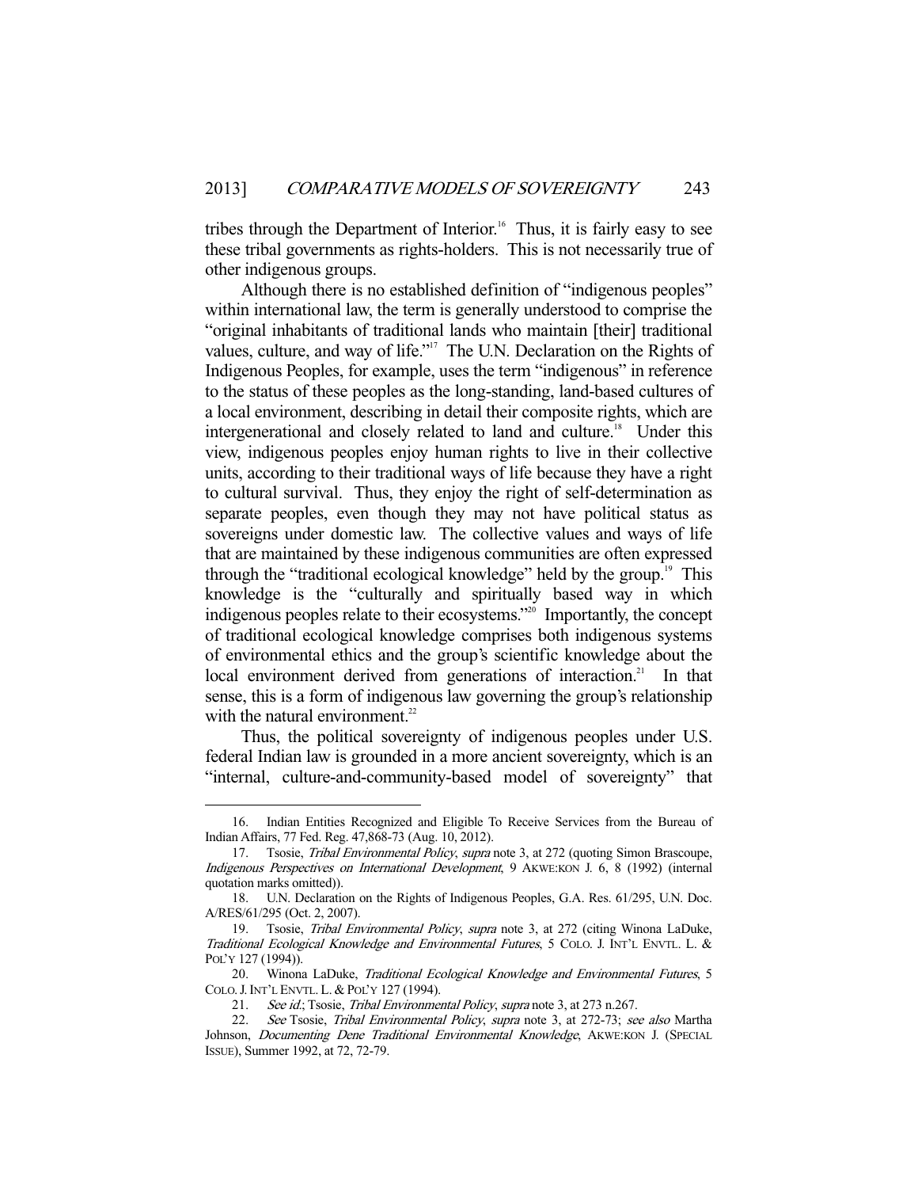tribes through the Department of Interior.[16] Thus, it is fairly easy to see these tribal governments as rights-holders. This is not necessarily true of other indigenous groups.

Although there is no established definition of "indigenous peoples" within international law, the term is generally understood to comprise the "original inhabitants of traditional lands who maintain [their] traditional values, culture, and way of life."[17] The U.N. Declaration on the Rights of Indigenous Peoples, for example, uses the term "indigenous" in reference to the status of these peoples as the long-standing, land-based cultures of a local environment, describing in detail their composite rights, which are intergenerational and closely related to land and culture.[18] Under this view, indigenous peoples enjoy human rights to live in their collective units, according to their traditional ways of life because they have a right to cultural survival. Thus, they enjoy the right of self-determination as separate peoples, even though they may not have political status as sovereigns under domestic law. The collective values and ways of life that are maintained by these indigenous communities are often expressed through the "traditional ecological knowledge" held by the group.[19] This knowledge is the "culturally and spiritually based way in which indigenous peoples relate to their ecosystems."[20] Importantly, the concept of traditional ecological knowledge comprises both indigenous systems of environmental ethics and the group's scientific knowledge about the local environment derived from generations of interaction.[21] In that sense, this is a form of indigenous law governing the group's relationship with the natural environment.[22]

Thus, the political sovereignty of indigenous peoples under U.S. federal Indian law is grounded in a more ancient sovereignty, which is an "internal, culture-and-community-based model of sovereignty" that

---

16. Indian Entities Recognized and Eligible To Receive Services from the Bureau of Indian Affairs, 77 Fed. Reg. 47,868-73 (Aug. 10, 2012).

17. Tsosie, *Tribal Environmental Policy*, *supra* note 3, at 272 (quoting Simon Brascoupe, *Indigenous Perspectives on International Development*, 9 AKWE:KON J. 6, 8 (1992) (internal quotation marks omitted)).

18. U.N. Declaration on the Rights of Indigenous Peoples, G.A. Res. 61/295, U.N. Doc. A/RES/61/295 (Oct. 2, 2007).

19. Tsosie, *Tribal Environmental Policy*, *supra* note 3, at 272 (citing Winona LaDuke, *Traditional Ecological Knowledge and Environmental Futures*, 5 COLO. J. INT'L ENVTL. L. & POL'Y 127 (1994)).

20. Winona LaDuke, *Traditional Ecological Knowledge and Environmental Futures*, 5 COLO. J. INT'L ENVTL. L. & POL'Y 127 (1994).

21. *See id.*; Tsosie, *Tribal Environmental Policy*, *supra* note 3, at 273 n.267.

22. *See* Tsosie, *Tribal Environmental Policy*, *supra* note 3, at 272-73; *see also* Martha Johnson, *Documenting Dene Traditional Environmental Knowledge*, AKWE:KON J. (SPECIAL ISSUE), Summer 1992, at 72, 72-79.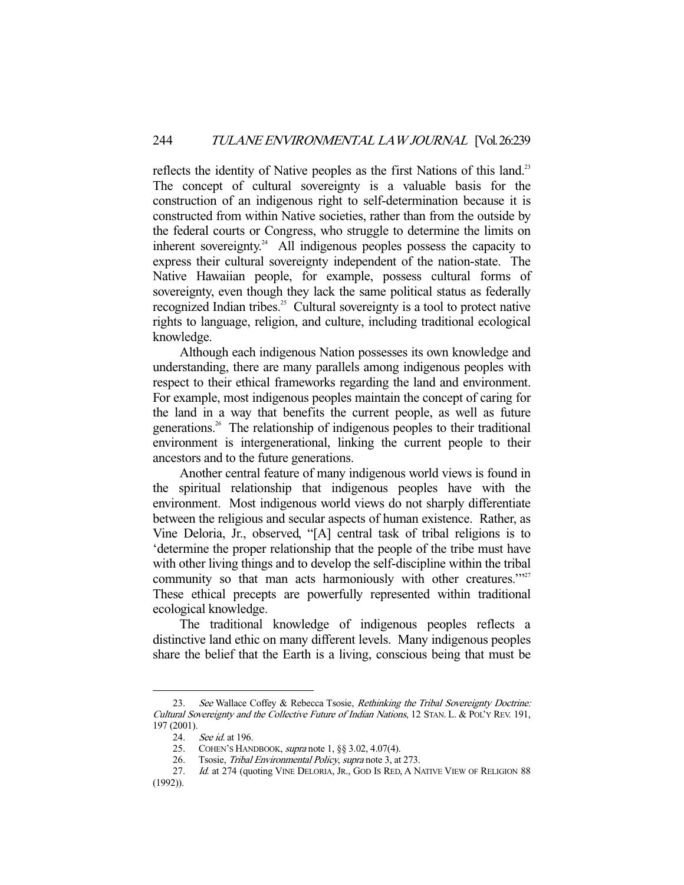reflects the identity of Native peoples as the first Nations of this land.[23] The concept of cultural sovereignty is a valuable basis for the construction of an indigenous right to self-determination because it is constructed from within Native societies, rather than from the outside by the federal courts or Congress, who struggle to determine the limits on inherent sovereignty.[24] All indigenous peoples possess the capacity to express their cultural sovereignty independent of the nation-state. The Native Hawaiian people, for example, possess cultural forms of sovereignty, even though they lack the same political status as federally recognized Indian tribes.[25] Cultural sovereignty is a tool to protect native rights to language, religion, and culture, including traditional ecological knowledge.

Although each indigenous Nation possesses its own knowledge and understanding, there are many parallels among indigenous peoples with respect to their ethical frameworks regarding the land and environment. For example, most indigenous peoples maintain the concept of caring for the land in a way that benefits the current people, as well as future generations.[26] The relationship of indigenous peoples to their traditional environment is intergenerational, linking the current people to their ancestors and to the future generations.

Another central feature of many indigenous world views is found in the spiritual relationship that indigenous peoples have with the environment. Most indigenous world views do not sharply differentiate between the religious and secular aspects of human existence. Rather, as Vine Deloria, Jr., observed, "[A] central task of tribal religions is to 'determine the proper relationship that the people of the tribe must have with other living things and to develop the self-discipline within the tribal community so that man acts harmoniously with other creatures.'"[27] These ethical precepts are powerfully represented within traditional ecological knowledge.

The traditional knowledge of indigenous peoples reflects a distinctive land ethic on many different levels. Many indigenous peoples share the belief that the Earth is a living, conscious being that must be

---

23. *See* Wallace Coffey & Rebecca Tsosie, *Rethinking the Tribal Sovereignty Doctrine: Cultural Sovereignty and the Collective Future of Indian Nations*, 12 STAN. L. & POL'Y REV. 191, 197 (2001).

24. *See id.* at 196.

25. COHEN'S HANDBOOK, *supra* note 1, §§ 3.02, 4.07(4).

26. Tsosie, *Tribal Environmental Policy*, *supra* note 3, at 273.

27. *Id.* at 274 (quoting VINE DELORIA, JR., GOD IS RED, A NATIVE VIEW OF RELIGION 88 (1992)).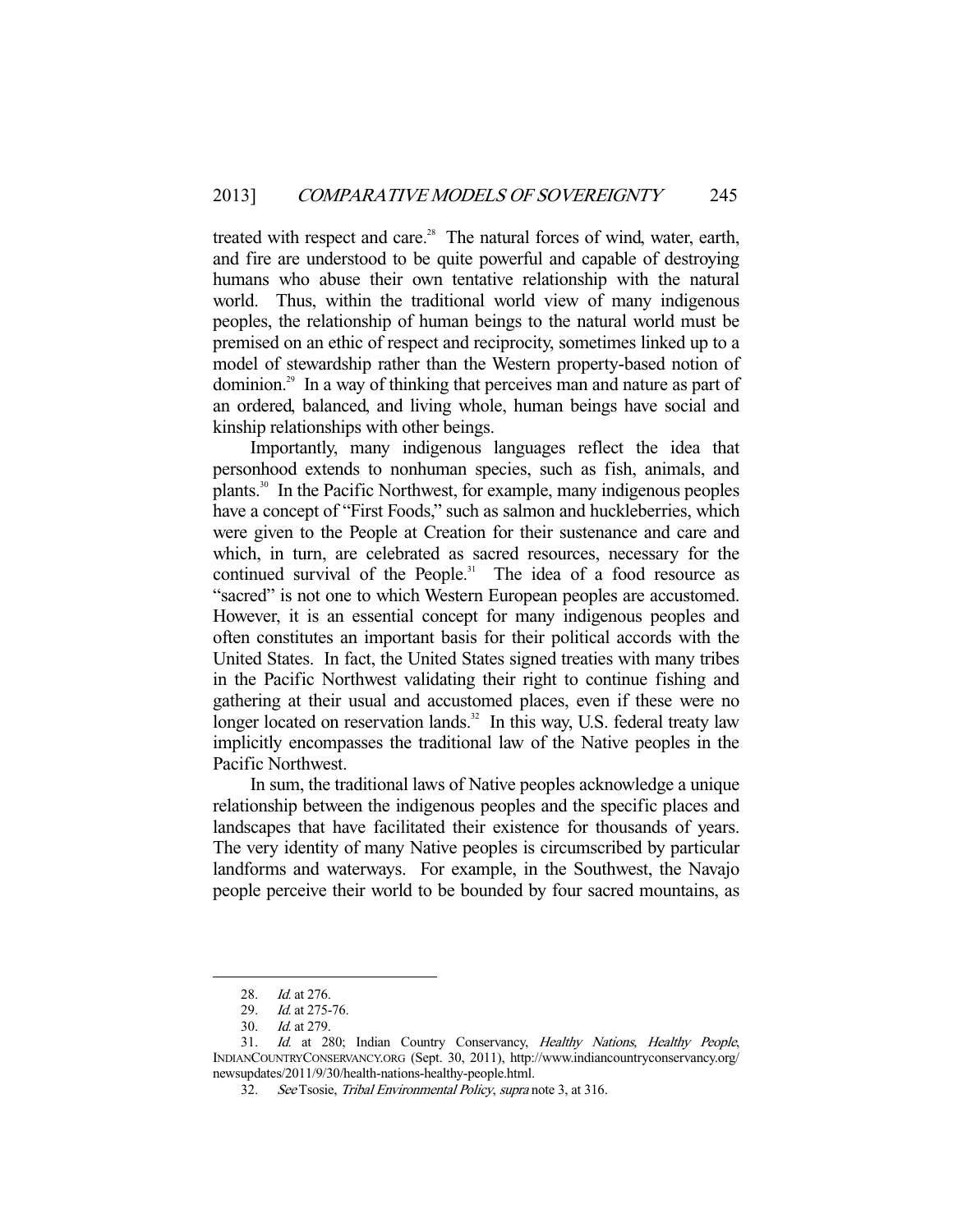treated with respect and care.[28] The natural forces of wind, water, earth, and fire are understood to be quite powerful and capable of destroying humans who abuse their own tentative relationship with the natural world. Thus, within the traditional world view of many indigenous peoples, the relationship of human beings to the natural world must be premised on an ethic of respect and reciprocity, sometimes linked up to a model of stewardship rather than the Western property-based notion of dominion.[29] In a way of thinking that perceives man and nature as part of an ordered, balanced, and living whole, human beings have social and kinship relationships with other beings.

Importantly, many indigenous languages reflect the idea that personhood extends to nonhuman species, such as fish, animals, and plants.[30] In the Pacific Northwest, for example, many indigenous peoples have a concept of "First Foods," such as salmon and huckleberries, which were given to the People at Creation for their sustenance and care and which, in turn, are celebrated as sacred resources, necessary for the continued survival of the People.[31] The idea of a food resource as "sacred" is not one to which Western European peoples are accustomed. However, it is an essential concept for many indigenous peoples and often constitutes an important basis for their political accords with the United States. In fact, the United States signed treaties with many tribes in the Pacific Northwest validating their right to continue fishing and gathering at their usual and accustomed places, even if these were no longer located on reservation lands.[32] In this way, U.S. federal treaty law implicitly encompasses the traditional law of the Native peoples in the Pacific Northwest.

In sum, the traditional laws of Native peoples acknowledge a unique relationship between the indigenous peoples and the specific places and landscapes that have facilitated their existence for thousands of years. The very identity of many Native peoples is circumscribed by particular landforms and waterways. For example, in the Southwest, the Navajo people perceive their world to be bounded by four sacred mountains, as

---

28. *Id.* at 276.

29. *Id.* at 275-76.

30. *Id.* at 279.

31. *Id.* at 280; Indian Country Conservancy, *Healthy Nations, Healthy People*, INDIANCOUNTRYCONSERVANCY.ORG (Sept. 30, 2011), http://www.indiancountryconservancy.org/newsupdates/2011/9/30/health-nations-healthy-people.html.

32. *See* Tsosie, *Tribal Environmental Policy*, *supra* note 3, at 316.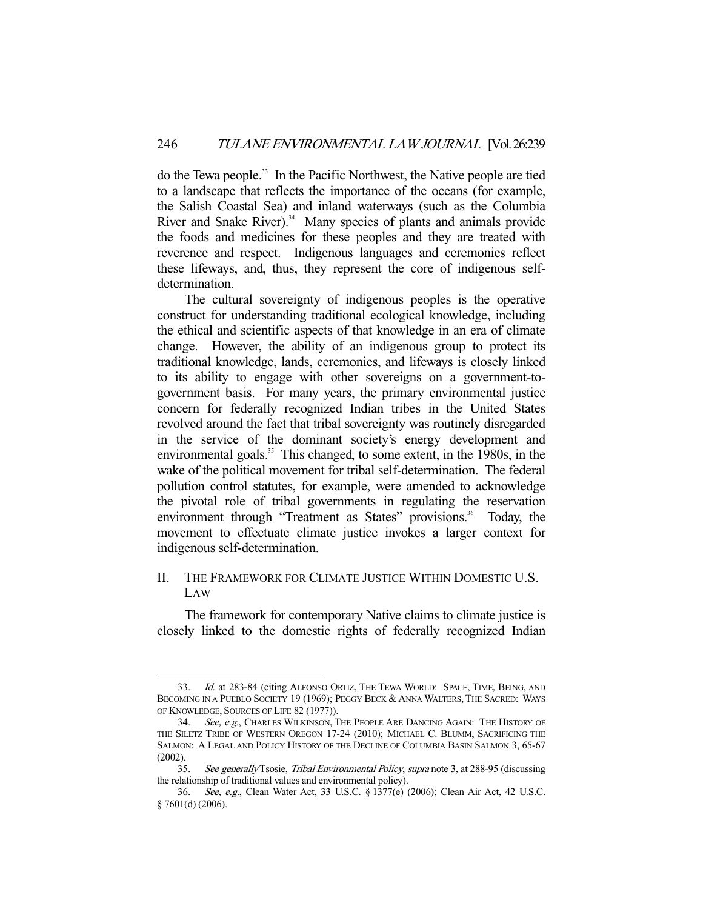do the Tewa people.[33] In the Pacific Northwest, the Native people are tied to a landscape that reflects the importance of the oceans (for example, the Salish Coastal Sea) and inland waterways (such as the Columbia River and Snake River).[34] Many species of plants and animals provide the foods and medicines for these peoples and they are treated with reverence and respect. Indigenous languages and ceremonies reflect these lifeways, and, thus, they represent the core of indigenous self-determination.

The cultural sovereignty of indigenous peoples is the operative construct for understanding traditional ecological knowledge, including the ethical and scientific aspects of that knowledge in an era of climate change. However, the ability of an indigenous group to protect its traditional knowledge, lands, ceremonies, and lifeways is closely linked to its ability to engage with other sovereigns on a government-to-government basis. For many years, the primary environmental justice concern for federally recognized Indian tribes in the United States revolved around the fact that tribal sovereignty was routinely disregarded in the service of the dominant society's energy development and environmental goals.[35] This changed, to some extent, in the 1980s, in the wake of the political movement for tribal self-determination. The federal pollution control statutes, for example, were amended to acknowledge the pivotal role of tribal governments in regulating the reservation environment through "Treatment as States" provisions.[36] Today, the movement to effectuate climate justice invokes a larger context for indigenous self-determination.

## II. The Framework for Climate Justice Within Domestic U.S. Law

The framework for contemporary Native claims to climate justice is closely linked to the domestic rights of federally recognized Indian

---

33. *Id.* at 283-84 (citing Alfonso Ortiz, The Tewa World: Space, Time, Being, and Becoming in a Pueblo Society 19 (1969); Peggy Beck & Anna Walters, The Sacred: Ways of Knowledge, Sources of Life 82 (1977)).

34. *See, e.g.*, Charles Wilkinson, The People Are Dancing Again: The History of the Siletz Tribe of Western Oregon 17-24 (2010); Michael C. Blumm, Sacrificing the Salmon: A Legal and Policy History of the Decline of Columbia Basin Salmon 3, 65-67 (2002).

35. *See generally* Tsosie, *Tribal Environmental Policy*, *supra* note 3, at 288-95 (discussing the relationship of traditional values and environmental policy).

36. *See, e.g.*, Clean Water Act, 33 U.S.C. § 1377(e) (2006); Clean Air Act, 42 U.S.C. § 7601(d) (2006).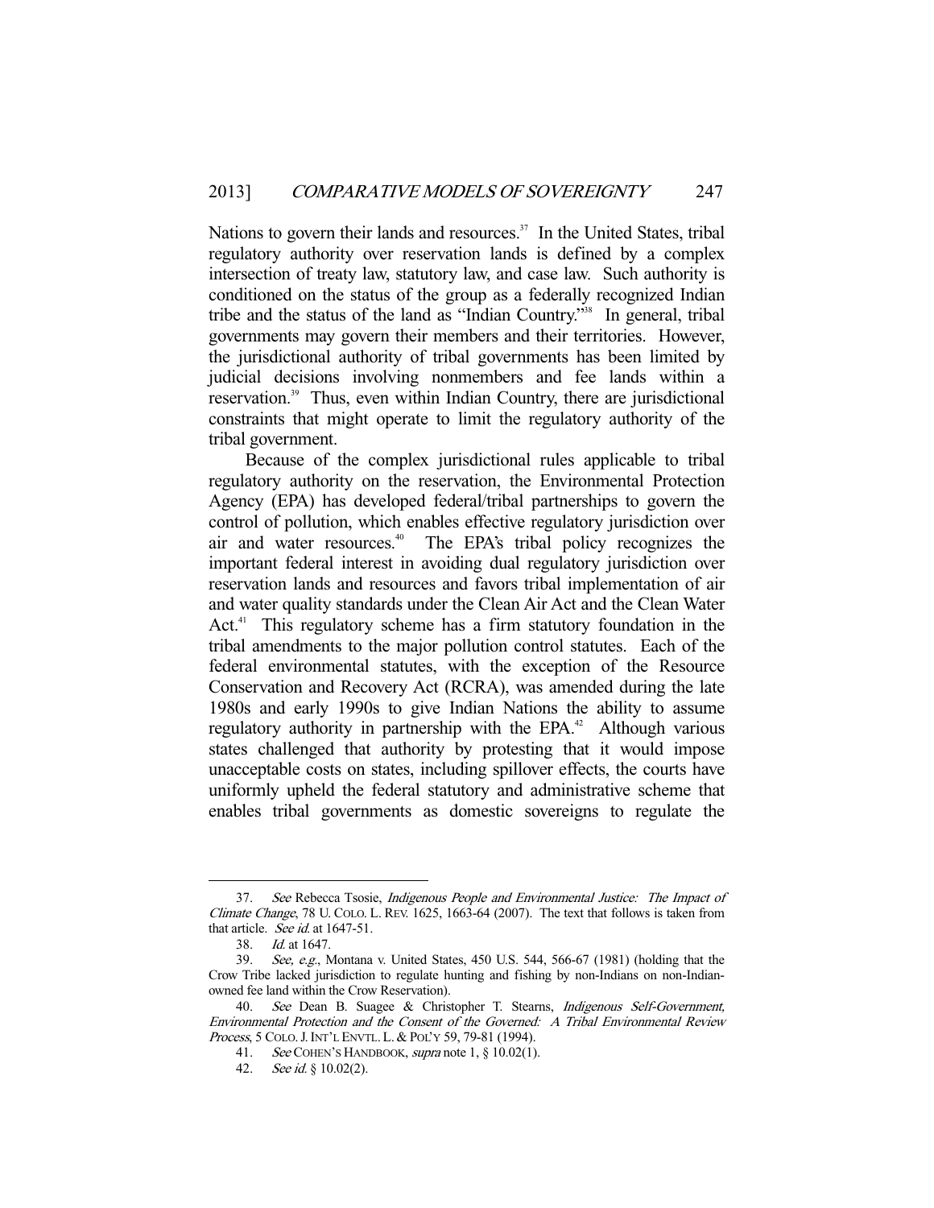Nations to govern their lands and resources.[37] In the United States, tribal regulatory authority over reservation lands is defined by a complex intersection of treaty law, statutory law, and case law. Such authority is conditioned on the status of the group as a federally recognized Indian tribe and the status of the land as "Indian Country."[38] In general, tribal governments may govern their members and their territories. However, the jurisdictional authority of tribal governments has been limited by judicial decisions involving nonmembers and fee lands within a reservation.[39] Thus, even within Indian Country, there are jurisdictional constraints that might operate to limit the regulatory authority of the tribal government.

Because of the complex jurisdictional rules applicable to tribal regulatory authority on the reservation, the Environmental Protection Agency (EPA) has developed federal/tribal partnerships to govern the control of pollution, which enables effective regulatory jurisdiction over air and water resources.[40] The EPA's tribal policy recognizes the important federal interest in avoiding dual regulatory jurisdiction over reservation lands and resources and favors tribal implementation of air and water quality standards under the Clean Air Act and the Clean Water Act.[41] This regulatory scheme has a firm statutory foundation in the tribal amendments to the major pollution control statutes. Each of the federal environmental statutes, with the exception of the Resource Conservation and Recovery Act (RCRA), was amended during the late 1980s and early 1990s to give Indian Nations the ability to assume regulatory authority in partnership with the EPA.[42] Although various states challenged that authority by protesting that it would impose unacceptable costs on states, including spillover effects, the courts have uniformly upheld the federal statutory and administrative scheme that enables tribal governments as domestic sovereigns to regulate the

---

37. *See* Rebecca Tsosie, *Indigenous People and Environmental Justice: The Impact of Climate Change*, 78 U. COLO. L. REV. 1625, 1663-64 (2007). The text that follows is taken from that article. *See id.* at 1647-51.

38. *Id.* at 1647.

39. *See, e.g.*, Montana v. United States, 450 U.S. 544, 566-67 (1981) (holding that the Crow Tribe lacked jurisdiction to regulate hunting and fishing by non-Indians on non-Indian-owned fee land within the Crow Reservation).

40. *See* Dean B. Suagee & Christopher T. Stearns, *Indigenous Self-Government, Environmental Protection and the Consent of the Governed: A Tribal Environmental Review Process*, 5 COLO. J. INT'L ENVTL. L. & POL'Y 59, 79-81 (1994).

41. *See* COHEN'S HANDBOOK, *supra* note 1, § 10.02(1).

42. *See id.* § 10.02(2).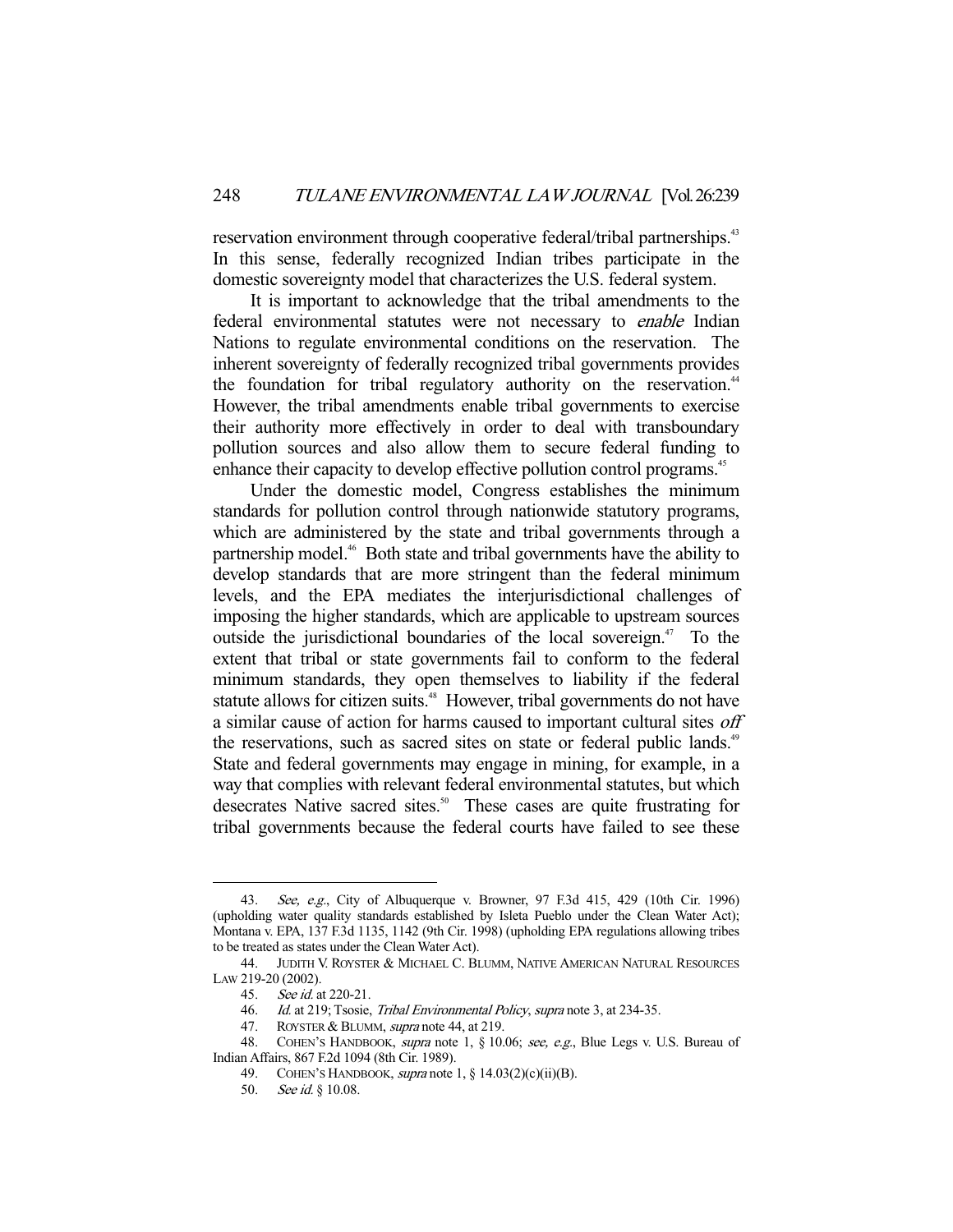reservation environment through cooperative federal/tribal partnerships.[43] In this sense, federally recognized Indian tribes participate in the domestic sovereignty model that characterizes the U.S. federal system.

It is important to acknowledge that the tribal amendments to the federal environmental statutes were not necessary to *enable* Indian Nations to regulate environmental conditions on the reservation. The inherent sovereignty of federally recognized tribal governments provides the foundation for tribal regulatory authority on the reservation.[44] However, the tribal amendments enable tribal governments to exercise their authority more effectively in order to deal with transboundary pollution sources and also allow them to secure federal funding to enhance their capacity to develop effective pollution control programs.[45]

Under the domestic model, Congress establishes the minimum standards for pollution control through nationwide statutory programs, which are administered by the state and tribal governments through a partnership model.[46] Both state and tribal governments have the ability to develop standards that are more stringent than the federal minimum levels, and the EPA mediates the interjurisdictional challenges of imposing the higher standards, which are applicable to upstream sources outside the jurisdictional boundaries of the local sovereign.[47] To the extent that tribal or state governments fail to conform to the federal minimum standards, they open themselves to liability if the federal statute allows for citizen suits.[48] However, tribal governments do not have a similar cause of action for harms caused to important cultural sites *off* the reservations, such as sacred sites on state or federal public lands.[49] State and federal governments may engage in mining, for example, in a way that complies with relevant federal environmental statutes, but which desecrates Native sacred sites.[50] These cases are quite frustrating for tribal governments because the federal courts have failed to see these

---

43. *See, e.g.*, City of Albuquerque v. Browner, 97 F.3d 415, 429 (10th Cir. 1996) (upholding water quality standards established by Isleta Pueblo under the Clean Water Act); Montana v. EPA, 137 F.3d 1135, 1142 (9th Cir. 1998) (upholding EPA regulations allowing tribes to be treated as states under the Clean Water Act).

44. JUDITH V. ROYSTER & MICHAEL C. BLUMM, NATIVE AMERICAN NATURAL RESOURCES LAW 219-20 (2002).

45. *See id.* at 220-21.

46. *Id.* at 219; Tsosie, *Tribal Environmental Policy*, *supra* note 3, at 234-35.

47. ROYSTER & BLUMM, *supra* note 44, at 219.

48. COHEN'S HANDBOOK, *supra* note 1, § 10.06; *see, e.g.*, Blue Legs v. U.S. Bureau of Indian Affairs, 867 F.2d 1094 (8th Cir. 1989).

49. COHEN'S HANDBOOK, *supra* note 1, § 14.03(2)(c)(ii)(B).

50. *See id.* § 10.08.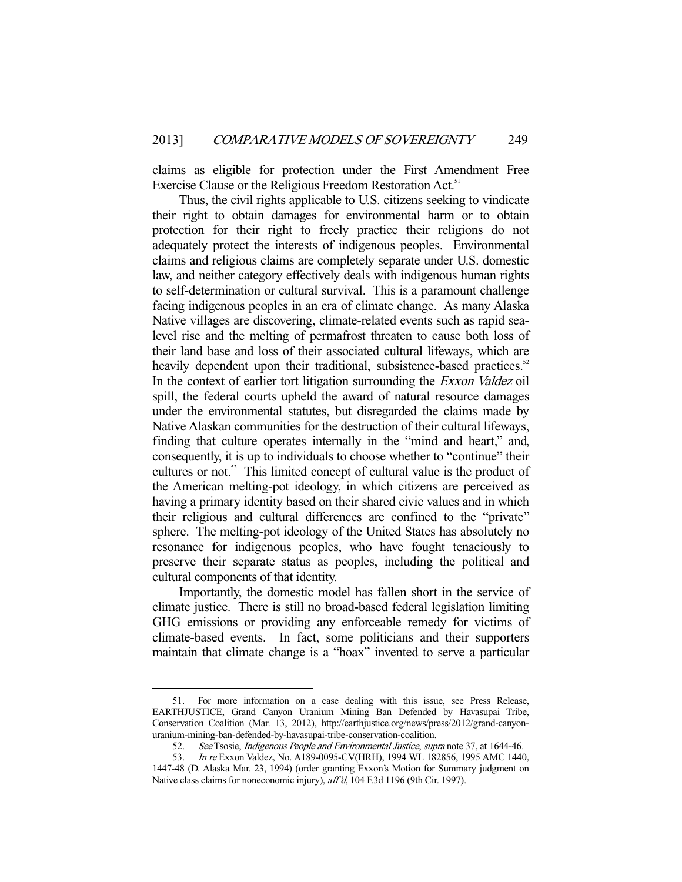claims as eligible for protection under the First Amendment Free Exercise Clause or the Religious Freedom Restoration Act.[51]

Thus, the civil rights applicable to U.S. citizens seeking to vindicate their right to obtain damages for environmental harm or to obtain protection for their right to freely practice their religions do not adequately protect the interests of indigenous peoples. Environmental claims and religious claims are completely separate under U.S. domestic law, and neither category effectively deals with indigenous human rights to self-determination or cultural survival. This is a paramount challenge facing indigenous peoples in an era of climate change. As many Alaska Native villages are discovering, climate-related events such as rapid sea-level rise and the melting of permafrost threaten to cause both loss of their land base and loss of their associated cultural lifeways, which are heavily dependent upon their traditional, subsistence-based practices.[52] In the context of earlier tort litigation surrounding the *Exxon Valdez* oil spill, the federal courts upheld the award of natural resource damages under the environmental statutes, but disregarded the claims made by Native Alaskan communities for the destruction of their cultural lifeways, finding that culture operates internally in the "mind and heart," and, consequently, it is up to individuals to choose whether to "continue" their cultures or not.[53] This limited concept of cultural value is the product of the American melting-pot ideology, in which citizens are perceived as having a primary identity based on their shared civic values and in which their religious and cultural differences are confined to the "private" sphere. The melting-pot ideology of the United States has absolutely no resonance for indigenous peoples, who have fought tenaciously to preserve their separate status as peoples, including the political and cultural components of that identity.

Importantly, the domestic model has fallen short in the service of climate justice. There is still no broad-based federal legislation limiting GHG emissions or providing any enforceable remedy for victims of climate-based events. In fact, some politicians and their supporters maintain that climate change is a "hoax" invented to serve a particular

---

51. For more information on a case dealing with this issue, see Press Release, EARTHJUSTICE, Grand Canyon Uranium Mining Ban Defended by Havasupai Tribe, Conservation Coalition (Mar. 13, 2012), http://earthjustice.org/news/press/2012/grand-canyon-uranium-mining-ban-defended-by-havasupai-tribe-conservation-coalition.

52. *See* Tsosie, *Indigenous People and Environmental Justice*, *supra* note 37, at 1644-46.

53. *In re* Exxon Valdez, No. A189-0095-CV(HRH), 1994 WL 182856, 1995 AMC 1440, 1447-48 (D. Alaska Mar. 23, 1994) (order granting Exxon's Motion for Summary judgment on Native class claims for noneconomic injury), *aff'd*, 104 F.3d 1196 (9th Cir. 1997).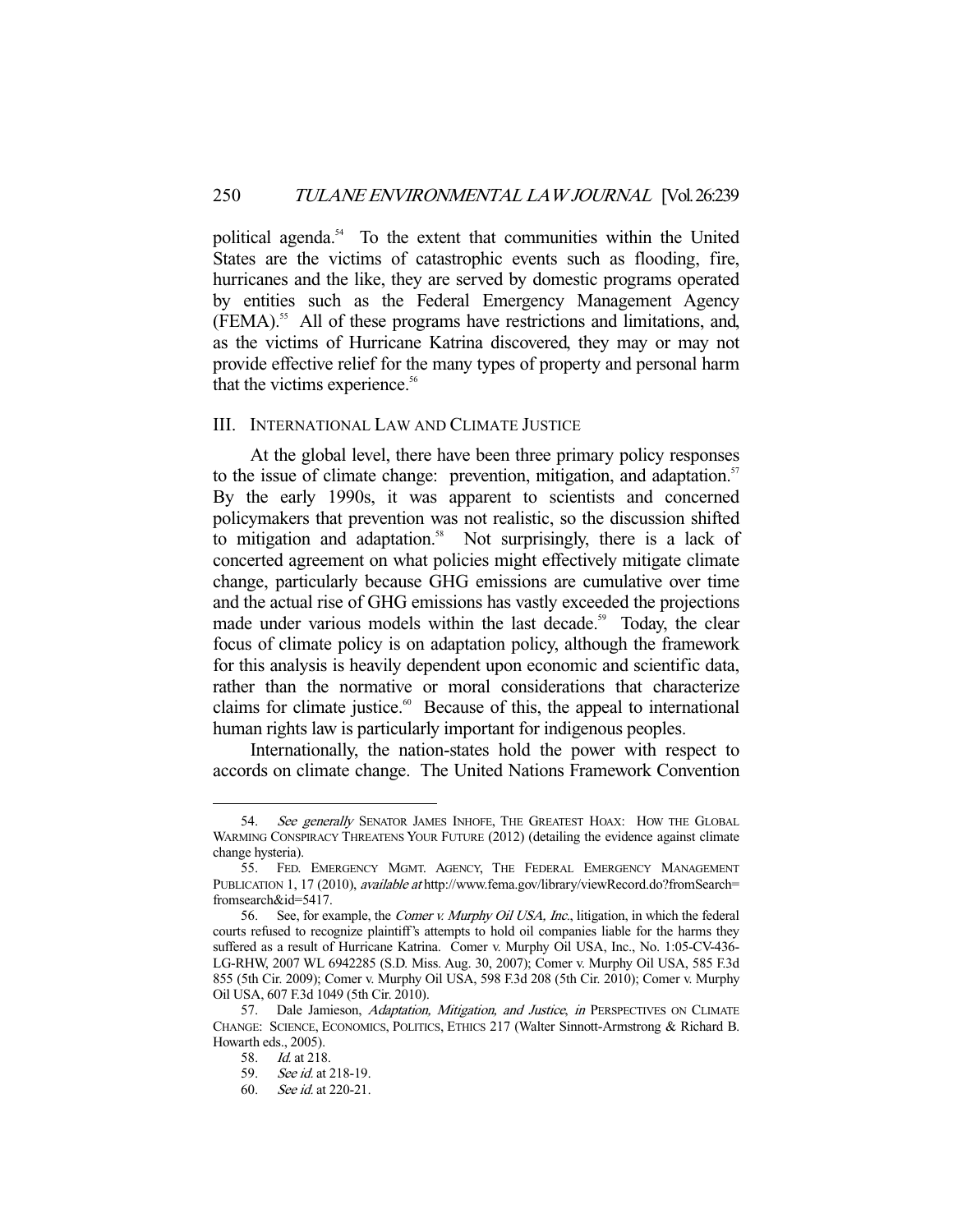political agenda.[54] To the extent that communities within the United States are the victims of catastrophic events such as flooding, fire, hurricanes and the like, they are served by domestic programs operated by entities such as the Federal Emergency Management Agency (FEMA).[55] All of these programs have restrictions and limitations, and, as the victims of Hurricane Katrina discovered, they may or may not provide effective relief for the many types of property and personal harm that the victims experience.[56]

## III. International Law and Climate Justice

At the global level, there have been three primary policy responses to the issue of climate change: prevention, mitigation, and adaptation.[57] By the early 1990s, it was apparent to scientists and concerned policymakers that prevention was not realistic, so the discussion shifted to mitigation and adaptation.[58] Not surprisingly, there is a lack of concerted agreement on what policies might effectively mitigate climate change, particularly because GHG emissions are cumulative over time and the actual rise of GHG emissions has vastly exceeded the projections made under various models within the last decade.[59] Today, the clear focus of climate policy is on adaptation policy, although the framework for this analysis is heavily dependent upon economic and scientific data, rather than the normative or moral considerations that characterize claims for climate justice.[60] Because of this, the appeal to international human rights law is particularly important for indigenous peoples.

Internationally, the nation-states hold the power with respect to accords on climate change. The United Nations Framework Convention

---

54. *See generally* Senator James Inhofe, The Greatest Hoax: How the Global Warming Conspiracy Threatens Your Future (2012) (detailing the evidence against climate change hysteria).

55. Fed. Emergency Mgmt. Agency, The Federal Emergency Management Publication 1, 17 (2010), *available at* http://www.fema.gov/library/viewRecord.do?fromSearch=fromsearch&id=5417.

56. See, for example, the *Comer v. Murphy Oil USA, Inc.*, litigation, in which the federal courts refused to recognize plaintiff's attempts to hold oil companies liable for the harms they suffered as a result of Hurricane Katrina. Comer v. Murphy Oil USA, Inc., No. 1:05-CV-436-LG-RHW, 2007 WL 6942285 (S.D. Miss. Aug. 30, 2007); Comer v. Murphy Oil USA, 585 F.3d 855 (5th Cir. 2009); Comer v. Murphy Oil USA, 598 F.3d 208 (5th Cir. 2010); Comer v. Murphy Oil USA, 607 F.3d 1049 (5th Cir. 2010).

57. Dale Jamieson, *Adaptation, Mitigation, and Justice*, *in* Perspectives on Climate Change: Science, Economics, Politics, Ethics 217 (Walter Sinnott-Armstrong & Richard B. Howarth eds., 2005).

58. *Id.* at 218.

59. *See id.* at 218-19.

60. *See id.* at 220-21.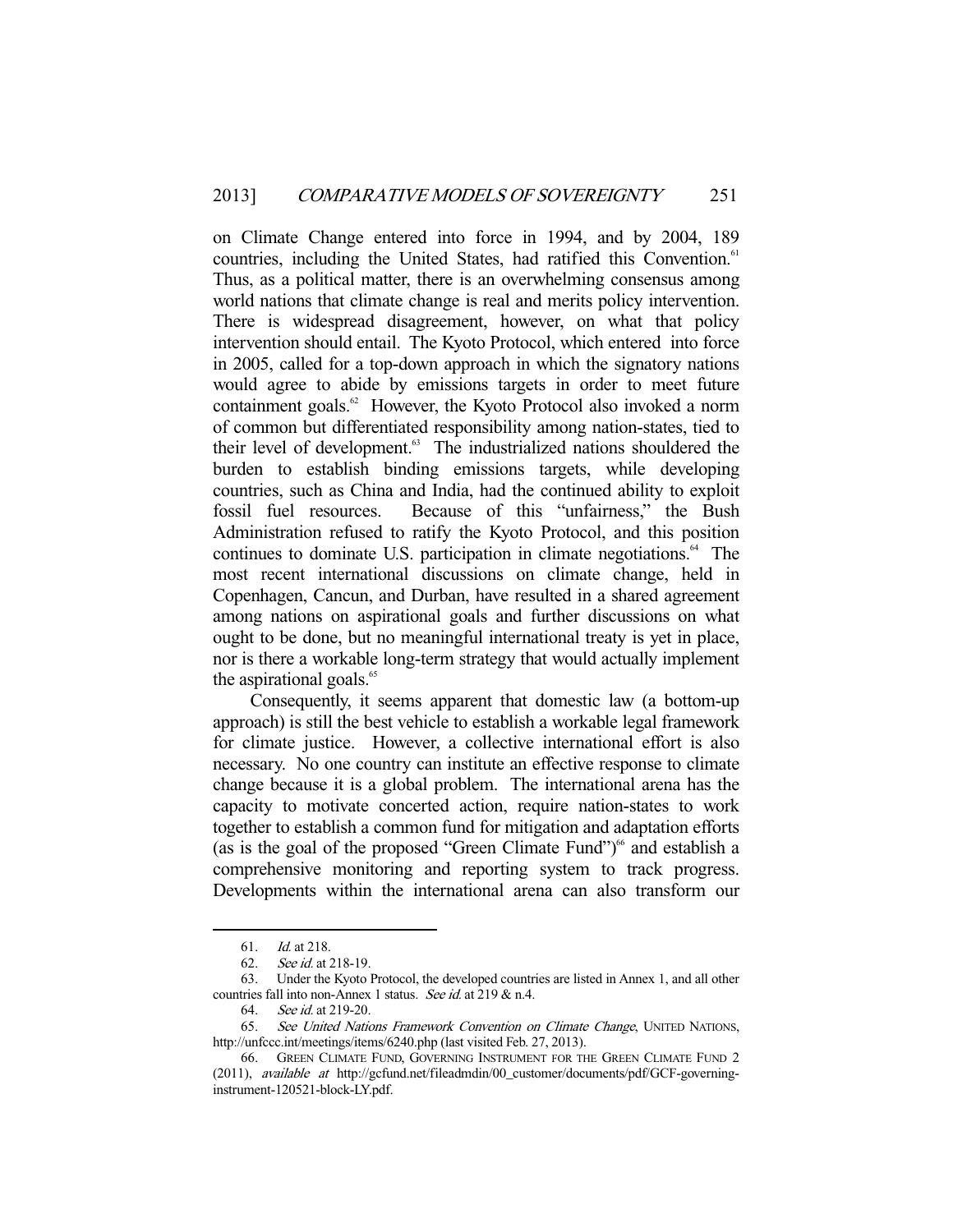on Climate Change entered into force in 1994, and by 2004, 189 countries, including the United States, had ratified this Convention.[61] Thus, as a political matter, there is an overwhelming consensus among world nations that climate change is real and merits policy intervention. There is widespread disagreement, however, on what that policy intervention should entail. The Kyoto Protocol, which entered into force in 2005, called for a top-down approach in which the signatory nations would agree to abide by emissions targets in order to meet future containment goals.[62] However, the Kyoto Protocol also invoked a norm of common but differentiated responsibility among nation-states, tied to their level of development.[63] The industrialized nations shouldered the burden to establish binding emissions targets, while developing countries, such as China and India, had the continued ability to exploit fossil fuel resources. Because of this "unfairness," the Bush Administration refused to ratify the Kyoto Protocol, and this position continues to dominate U.S. participation in climate negotiations.[64] The most recent international discussions on climate change, held in Copenhagen, Cancun, and Durban, have resulted in a shared agreement among nations on aspirational goals and further discussions on what ought to be done, but no meaningful international treaty is yet in place, nor is there a workable long-term strategy that would actually implement the aspirational goals.[65]

Consequently, it seems apparent that domestic law (a bottom-up approach) is still the best vehicle to establish a workable legal framework for climate justice. However, a collective international effort is also necessary. No one country can institute an effective response to climate change because it is a global problem. The international arena has the capacity to motivate concerted action, require nation-states to work together to establish a common fund for mitigation and adaptation efforts (as is the goal of the proposed "Green Climate Fund")[66] and establish a comprehensive monitoring and reporting system to track progress. Developments within the international arena can also transform our

---

61. *Id.* at 218.

62. *See id.* at 218-19.

63. Under the Kyoto Protocol, the developed countries are listed in Annex 1, and all other countries fall into non-Annex 1 status. *See id.* at 219 & n.4.

64. *See id.* at 219-20.

65. *See United Nations Framework Convention on Climate Change*, UNITED NATIONS, http://unfccc.int/meetings/items/6240.php (last visited Feb. 27, 2013).

66. GREEN CLIMATE FUND, GOVERNING INSTRUMENT FOR THE GREEN CLIMATE FUND 2 (2011), *available at* http://gcfund.net/fileadmdin/00_customer/documents/pdf/GCF-governing-instrument-120521-block-LY.pdf.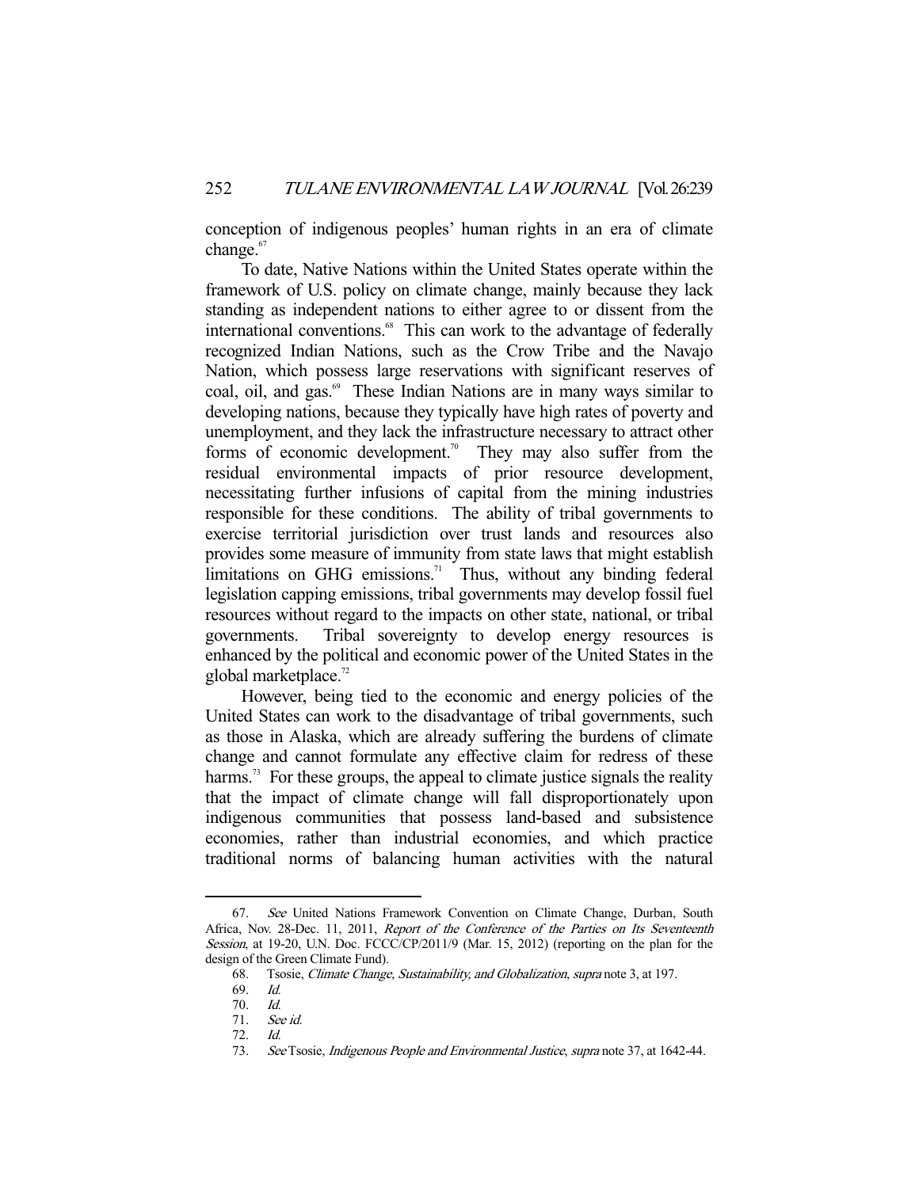conception of indigenous peoples' human rights in an era of climate change.[67]

To date, Native Nations within the United States operate within the framework of U.S. policy on climate change, mainly because they lack standing as independent nations to either agree to or dissent from the international conventions.[68] This can work to the advantage of federally recognized Indian Nations, such as the Crow Tribe and the Navajo Nation, which possess large reservations with significant reserves of coal, oil, and gas.[69] These Indian Nations are in many ways similar to developing nations, because they typically have high rates of poverty and unemployment, and they lack the infrastructure necessary to attract other forms of economic development.[70] They may also suffer from the residual environmental impacts of prior resource development, necessitating further infusions of capital from the mining industries responsible for these conditions. The ability of tribal governments to exercise territorial jurisdiction over trust lands and resources also provides some measure of immunity from state laws that might establish limitations on GHG emissions.[71] Thus, without any binding federal legislation capping emissions, tribal governments may develop fossil fuel resources without regard to the impacts on other state, national, or tribal governments. Tribal sovereignty to develop energy resources is enhanced by the political and economic power of the United States in the global marketplace.[72]

However, being tied to the economic and energy policies of the United States can work to the disadvantage of tribal governments, such as those in Alaska, which are already suffering the burdens of climate change and cannot formulate any effective claim for redress of these harms.[73] For these groups, the appeal to climate justice signals the reality that the impact of climate change will fall disproportionately upon indigenous communities that possess land-based and subsistence economies, rather than industrial economies, and which practice traditional norms of balancing human activities with the natural

---

67. *See* United Nations Framework Convention on Climate Change, Durban, South Africa, Nov. 28-Dec. 11, 2011, *Report of the Conference of the Parties on Its Seventeenth Session*, at 19-20, U.N. Doc. FCCC/CP/2011/9 (Mar. 15, 2012) (reporting on the plan for the design of the Green Climate Fund).

68. Tsosie, *Climate Change, Sustainability, and Globalization*, *supra* note 3, at 197.

69. *Id.*

70. *Id.*

71. *See id.*

72. *Id.*

73. *See* Tsosie, *Indigenous People and Environmental Justice*, *supra* note 37, at 1642-44.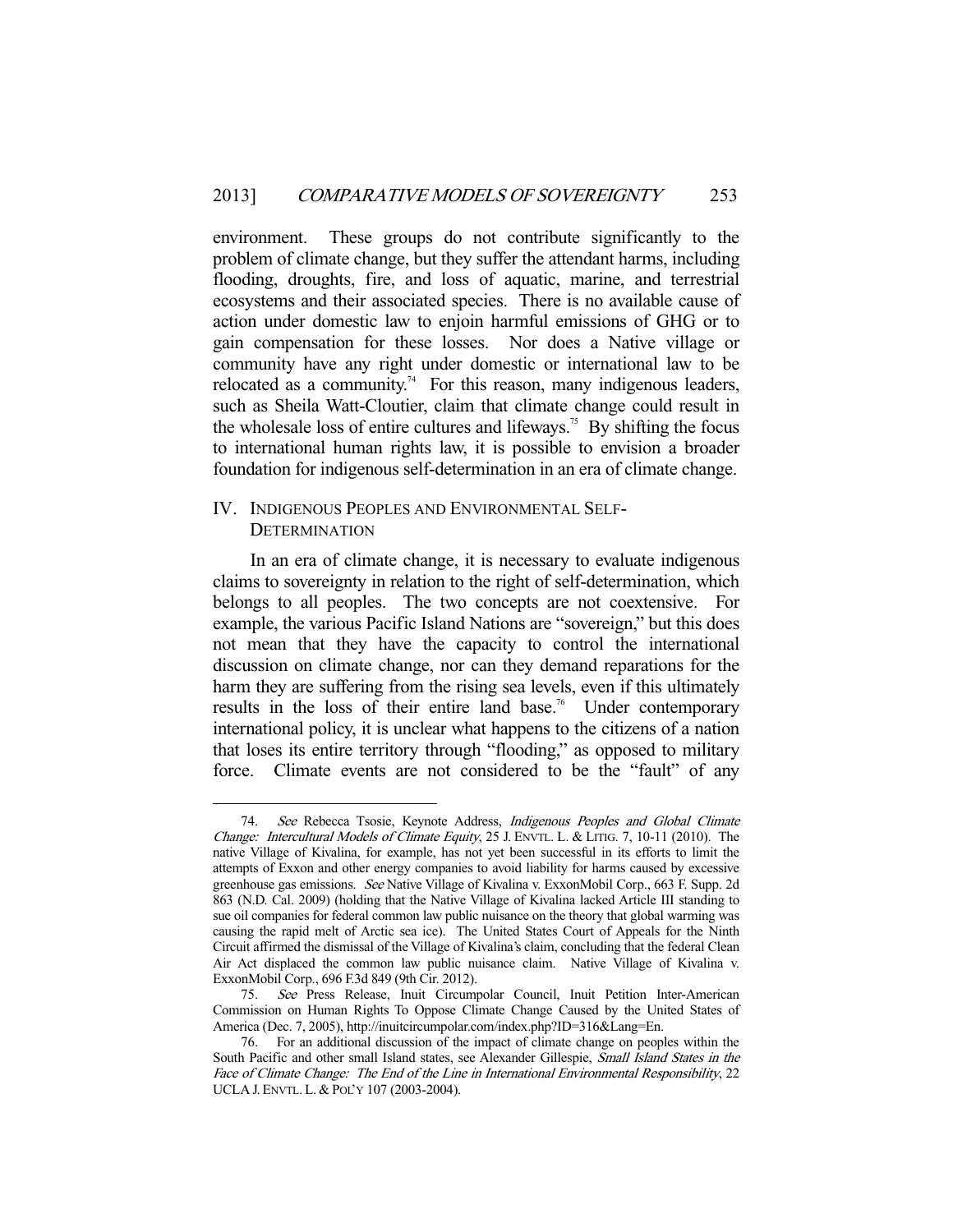environment. These groups do not contribute significantly to the problem of climate change, but they suffer the attendant harms, including flooding, droughts, fire, and loss of aquatic, marine, and terrestrial ecosystems and their associated species. There is no available cause of action under domestic law to enjoin harmful emissions of GHG or to gain compensation for these losses. Nor does a Native village or community have any right under domestic or international law to be relocated as a community.[74] For this reason, many indigenous leaders, such as Sheila Watt-Cloutier, claim that climate change could result in the wholesale loss of entire cultures and lifeways.[75] By shifting the focus to international human rights law, it is possible to envision a broader foundation for indigenous self-determination in an era of climate change.

## IV. Indigenous Peoples and Environmental Self-Determination

In an era of climate change, it is necessary to evaluate indigenous claims to sovereignty in relation to the right of self-determination, which belongs to all peoples. The two concepts are not coextensive. For example, the various Pacific Island Nations are "sovereign," but this does not mean that they have the capacity to control the international discussion on climate change, nor can they demand reparations for the harm they are suffering from the rising sea levels, even if this ultimately results in the loss of their entire land base.[76] Under contemporary international policy, it is unclear what happens to the citizens of a nation that loses its entire territory through "flooding," as opposed to military force. Climate events are not considered to be the "fault" of any

---

74. *See* Rebecca Tsosie, Keynote Address, *Indigenous Peoples and Global Climate Change: Intercultural Models of Climate Equity*, 25 J. Envtl. L. & Litig. 7, 10-11 (2010). The native Village of Kivalina, for example, has not yet been successful in its efforts to limit the attempts of Exxon and other energy companies to avoid liability for harms caused by excessive greenhouse gas emissions. *See* Native Village of Kivalina v. ExxonMobil Corp., 663 F. Supp. 2d 863 (N.D. Cal. 2009) (holding that the Native Village of Kivalina lacked Article III standing to sue oil companies for federal common law public nuisance on the theory that global warming was causing the rapid melt of Arctic sea ice). The United States Court of Appeals for the Ninth Circuit affirmed the dismissal of the Village of Kivalina's claim, concluding that the federal Clean Air Act displaced the common law public nuisance claim. Native Village of Kivalina v. ExxonMobil Corp., 696 F.3d 849 (9th Cir. 2012).

75. *See* Press Release, Inuit Circumpolar Council, Inuit Petition Inter-American Commission on Human Rights To Oppose Climate Change Caused by the United States of America (Dec. 7, 2005), http://inuitcircumpolar.com/index.php?ID=316&Lang=En.

76. For an additional discussion of the impact of climate change on peoples within the South Pacific and other small Island states, see Alexander Gillespie, *Small Island States in the Face of Climate Change: The End of the Line in International Environmental Responsibility*, 22 UCLA J. Envtl. L. & Pol'y 107 (2003-2004).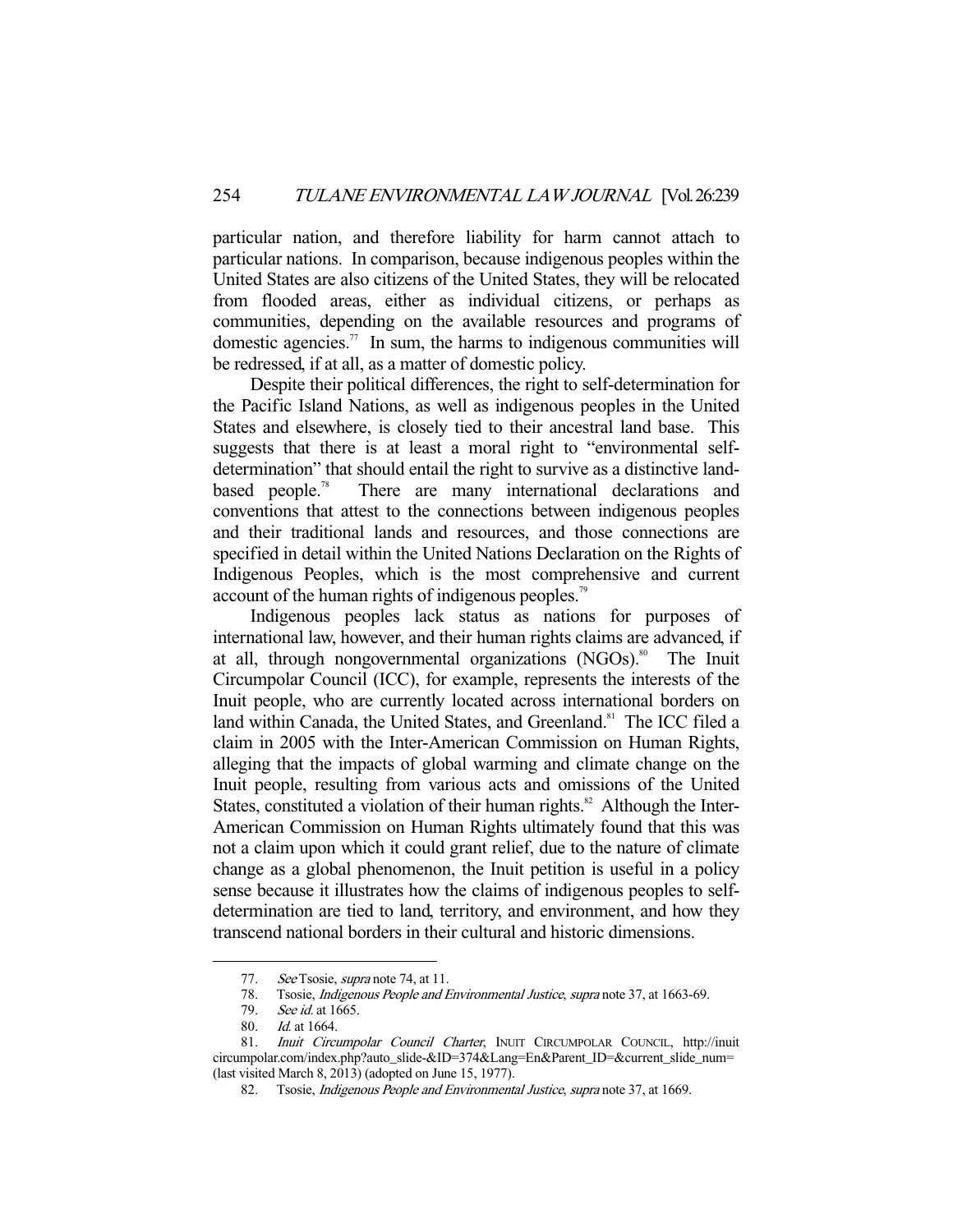particular nation, and therefore liability for harm cannot attach to particular nations. In comparison, because indigenous peoples within the United States are also citizens of the United States, they will be relocated from flooded areas, either as individual citizens, or perhaps as communities, depending on the available resources and programs of domestic agencies.[77] In sum, the harms to indigenous communities will be redressed, if at all, as a matter of domestic policy.

Despite their political differences, the right to self-determination for the Pacific Island Nations, as well as indigenous peoples in the United States and elsewhere, is closely tied to their ancestral land base. This suggests that there is at least a moral right to "environmental self-determination" that should entail the right to survive as a distinctive land-based people.[78] There are many international declarations and conventions that attest to the connections between indigenous peoples and their traditional lands and resources, and those connections are specified in detail within the United Nations Declaration on the Rights of Indigenous Peoples, which is the most comprehensive and current account of the human rights of indigenous peoples.[79]

Indigenous peoples lack status as nations for purposes of international law, however, and their human rights claims are advanced, if at all, through nongovernmental organizations (NGOs).[80] The Inuit Circumpolar Council (ICC), for example, represents the interests of the Inuit people, who are currently located across international borders on land within Canada, the United States, and Greenland.[81] The ICC filed a claim in 2005 with the Inter-American Commission on Human Rights, alleging that the impacts of global warming and climate change on the Inuit people, resulting from various acts and omissions of the United States, constituted a violation of their human rights.[82] Although the Inter-American Commission on Human Rights ultimately found that this was not a claim upon which it could grant relief, due to the nature of climate change as a global phenomenon, the Inuit petition is useful in a policy sense because it illustrates how the claims of indigenous peoples to self-determination are tied to land, territory, and environment, and how they transcend national borders in their cultural and historic dimensions.

---

77. *See* Tsosie, *supra* note 74, at 11.

78. Tsosie, *Indigenous People and Environmental Justice*, *supra* note 37, at 1663-69.

79. *See id.* at 1665.

80. *Id.* at 1664.

81. *Inuit Circumpolar Council Charter*, INUIT CIRCUMPOLAR COUNCIL, http://inuitcircumpolar.com/index.php?auto_slide-&ID=374&Lang=En&Parent_ID=&current_slide_num= (last visited March 8, 2013) (adopted on June 15, 1977).

82. Tsosie, *Indigenous People and Environmental Justice*, *supra* note 37, at 1669.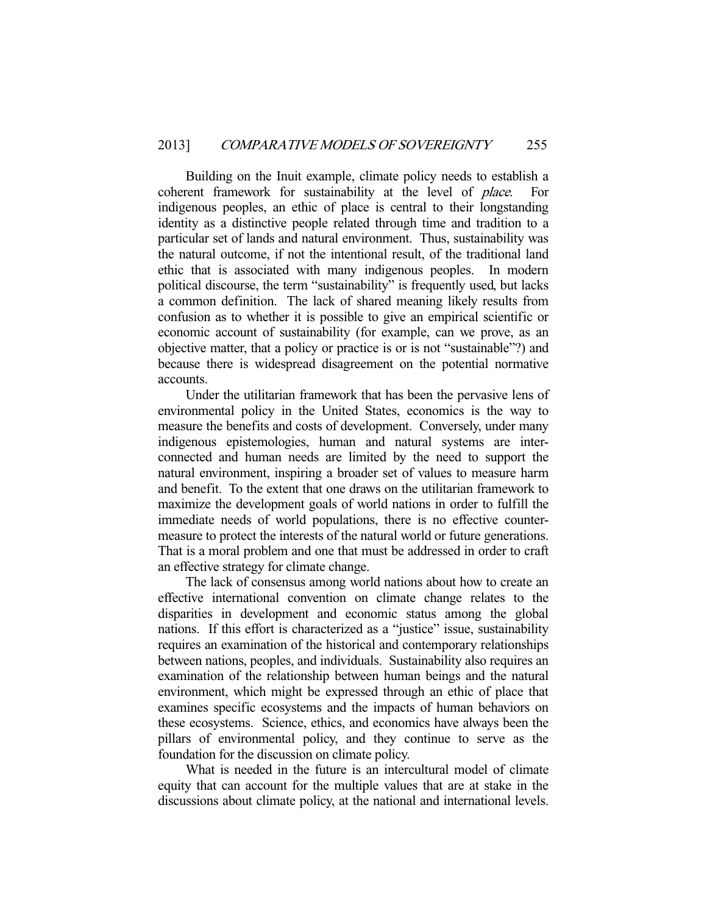Building on the Inuit example, climate policy needs to establish a coherent framework for sustainability at the level of *place*. For indigenous peoples, an ethic of place is central to their longstanding identity as a distinctive people related through time and tradition to a particular set of lands and natural environment. Thus, sustainability was the natural outcome, if not the intentional result, of the traditional land ethic that is associated with many indigenous peoples. In modern political discourse, the term "sustainability" is frequently used, but lacks a common definition. The lack of shared meaning likely results from confusion as to whether it is possible to give an empirical scientific or economic account of sustainability (for example, can we prove, as an objective matter, that a policy or practice is or is not "sustainable"?) and because there is widespread disagreement on the potential normative accounts.

Under the utilitarian framework that has been the pervasive lens of environmental policy in the United States, economics is the way to measure the benefits and costs of development. Conversely, under many indigenous epistemologies, human and natural systems are interconnected and human needs are limited by the need to support the natural environment, inspiring a broader set of values to measure harm and benefit. To the extent that one draws on the utilitarian framework to maximize the development goals of world nations in order to fulfill the immediate needs of world populations, there is no effective countermeasure to protect the interests of the natural world or future generations. That is a moral problem and one that must be addressed in order to craft an effective strategy for climate change.

The lack of consensus among world nations about how to create an effective international convention on climate change relates to the disparities in development and economic status among the global nations. If this effort is characterized as a "justice" issue, sustainability requires an examination of the historical and contemporary relationships between nations, peoples, and individuals. Sustainability also requires an examination of the relationship between human beings and the natural environment, which might be expressed through an ethic of place that examines specific ecosystems and the impacts of human behaviors on these ecosystems. Science, ethics, and economics have always been the pillars of environmental policy, and they continue to serve as the foundation for the discussion on climate policy.

What is needed in the future is an intercultural model of climate equity that can account for the multiple values that are at stake in the discussions about climate policy, at the national and international levels.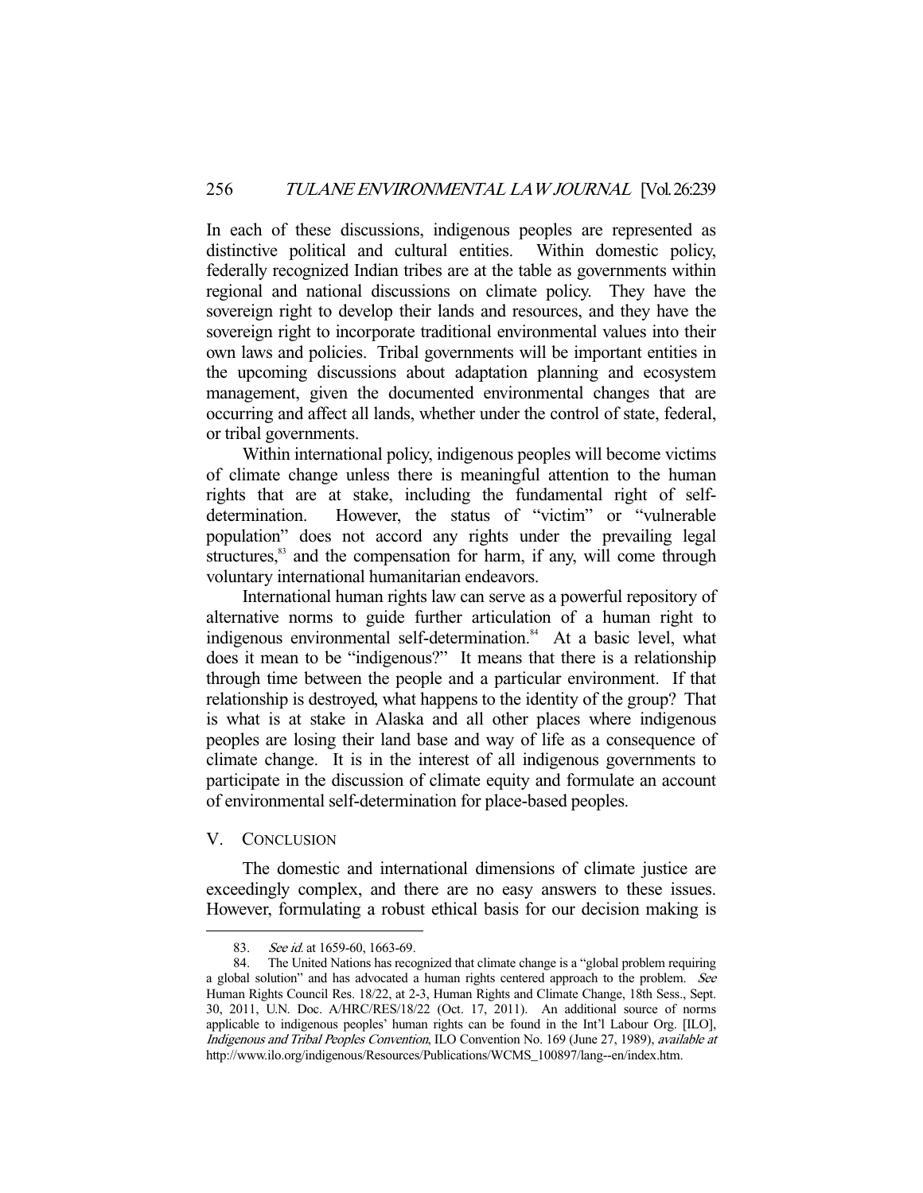In each of these discussions, indigenous peoples are represented as distinctive political and cultural entities. Within domestic policy, federally recognized Indian tribes are at the table as governments within regional and national discussions on climate policy. They have the sovereign right to develop their lands and resources, and they have the sovereign right to incorporate traditional environmental values into their own laws and policies. Tribal governments will be important entities in the upcoming discussions about adaptation planning and ecosystem management, given the documented environmental changes that are occurring and affect all lands, whether under the control of state, federal, or tribal governments.

Within international policy, indigenous peoples will become victims of climate change unless there is meaningful attention to the human rights that are at stake, including the fundamental right of self-determination. However, the status of "victim" or "vulnerable population" does not accord any rights under the prevailing legal structures,[83] and the compensation for harm, if any, will come through voluntary international humanitarian endeavors.

International human rights law can serve as a powerful repository of alternative norms to guide further articulation of a human right to indigenous environmental self-determination.[84] At a basic level, what does it mean to be "indigenous?" It means that there is a relationship through time between the people and a particular environment. If that relationship is destroyed, what happens to the identity of the group? That is what is at stake in Alaska and all other places where indigenous peoples are losing their land base and way of life as a consequence of climate change. It is in the interest of all indigenous governments to participate in the discussion of climate equity and formulate an account of environmental self-determination for place-based peoples.

## V. CONCLUSION

The domestic and international dimensions of climate justice are exceedingly complex, and there are no easy answers to these issues. However, formulating a robust ethical basis for our decision making is

---

83. *See id.* at 1659-60, 1663-69.

84. The United Nations has recognized that climate change is a "global problem requiring a global solution" and has advocated a human rights centered approach to the problem. *See* Human Rights Council Res. 18/22, at 2-3, Human Rights and Climate Change, 18th Sess., Sept. 30, 2011, U.N. Doc. A/HRC/RES/18/22 (Oct. 17, 2011). An additional source of norms applicable to indigenous peoples' human rights can be found in the Int'l Labour Org. [ILO], *Indigenous and Tribal Peoples Convention*, ILO Convention No. 169 (June 27, 1989), *available at* http://www.ilo.org/indigenous/Resources/Publications/WCMS_100897/lang--en/index.htm.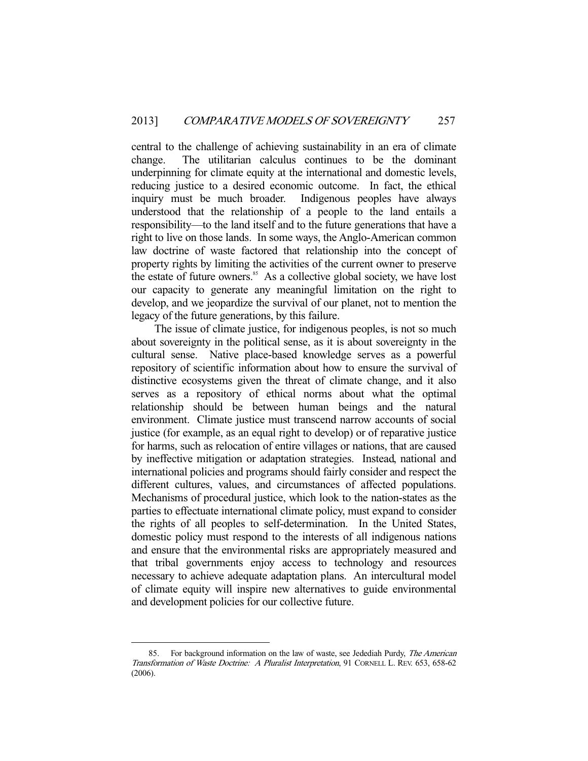central to the challenge of achieving sustainability in an era of climate change. The utilitarian calculus continues to be the dominant underpinning for climate equity at the international and domestic levels, reducing justice to a desired economic outcome. In fact, the ethical inquiry must be much broader. Indigenous peoples have always understood that the relationship of a people to the land entails a responsibility—to the land itself and to the future generations that have a right to live on those lands. In some ways, the Anglo-American common law doctrine of waste factored that relationship into the concept of property rights by limiting the activities of the current owner to preserve the estate of future owners.[85] As a collective global society, we have lost our capacity to generate any meaningful limitation on the right to develop, and we jeopardize the survival of our planet, not to mention the legacy of the future generations, by this failure.

The issue of climate justice, for indigenous peoples, is not so much about sovereignty in the political sense, as it is about sovereignty in the cultural sense. Native place-based knowledge serves as a powerful repository of scientific information about how to ensure the survival of distinctive ecosystems given the threat of climate change, and it also serves as a repository of ethical norms about what the optimal relationship should be between human beings and the natural environment. Climate justice must transcend narrow accounts of social justice (for example, as an equal right to develop) or of reparative justice for harms, such as relocation of entire villages or nations, that are caused by ineffective mitigation or adaptation strategies. Instead, national and international policies and programs should fairly consider and respect the different cultures, values, and circumstances of affected populations. Mechanisms of procedural justice, which look to the nation-states as the parties to effectuate international climate policy, must expand to consider the rights of all peoples to self-determination. In the United States, domestic policy must respond to the interests of all indigenous nations and ensure that the environmental risks are appropriately measured and that tribal governments enjoy access to technology and resources necessary to achieve adequate adaptation plans. An intercultural model of climate equity will inspire new alternatives to guide environmental and development policies for our collective future.

---

85. For background information on the law of waste, see Jedediah Purdy, *The American Transformation of Waste Doctrine: A Pluralist Interpretation*, 91 CORNELL L. REV. 653, 658-62 (2006).